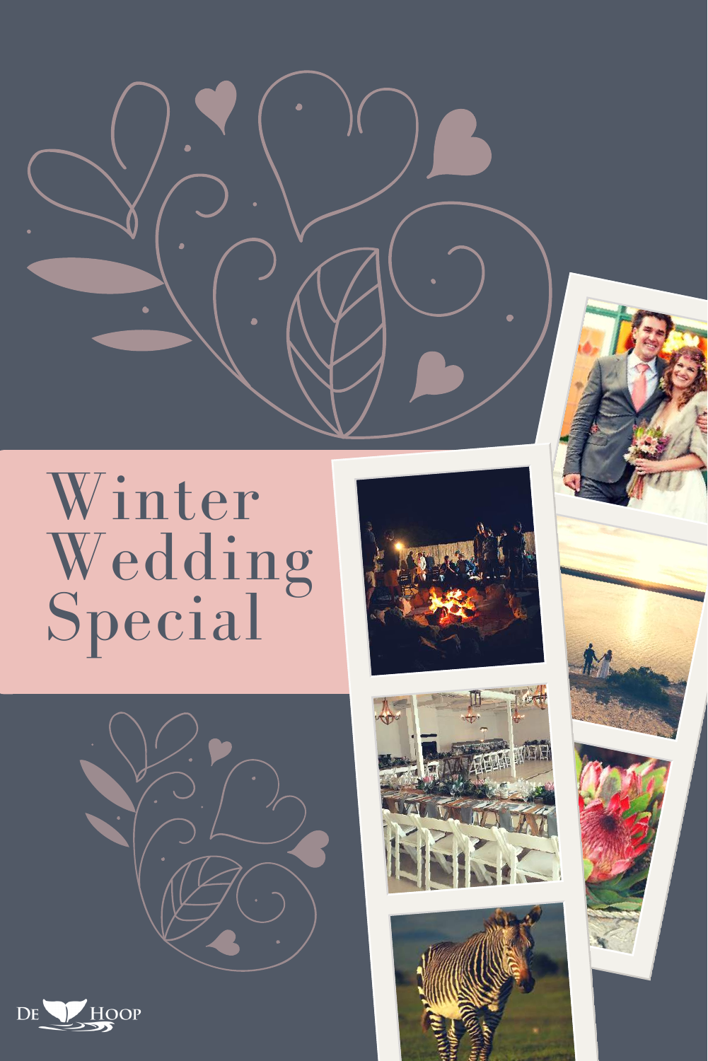# Winter Wedding Special

DE HOOP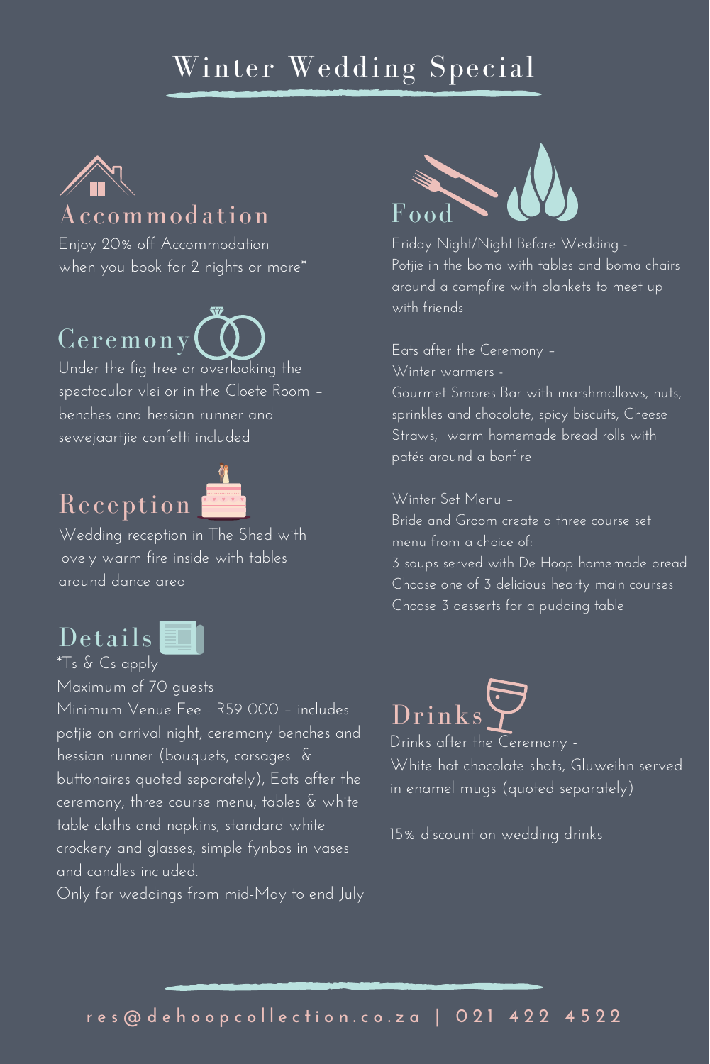# Winter Wedding Special

## Accommodation

Enjoy 20% off Accommodation when you book for 2 nights or more*

## Ceremony

Under the fig tree or overlooking the spectacular vlei or in the Cloete Room – benches and hessian runner and sewejaartjie confetti included

## Reception

Wedding reception in The Shed with lovely warm fire inside with tables around dance area

## Details

*Ts & Cs apply

Maximum of 70 guests

Minimum Venue Fee - R59 000 – includes potjie on arrival night, ceremony benches and hessian runner (bouquets, corsages & buttonaires quoted separately), Eats after the ceremony, three course menu, tables & white table cloths and napkins, standard white crockery and glasses, simple fynbos in vases and candles included.

Only for weddings from mid-May to end July

## Food

Friday Night/Night Before Wedding -
Potjie in the boma with tables and boma chairs around a campfire with blankets to meet up with friends

Eats after the Ceremony –
Winter warmers -
Gourmet Smores Bar with marshmallows, nuts, sprinkles and chocolate, spicy biscuits, Cheese Straws, warm homemade bread rolls with patés around a bonfire

Winter Set Menu –
Bride and Groom create a three course set menu from a choice of:
3 soups served with De Hoop homemade bread
Choose one of 3 delicious hearty main courses
Choose 3 desserts for a pudding table

## Drinks

Drinks after the Ceremony -
White hot chocolate shots, Gluweihn served in enamel mugs (quoted separately)

15% discount on wedding drinks

res@dehoopcollection.co.za | 021 422 4522